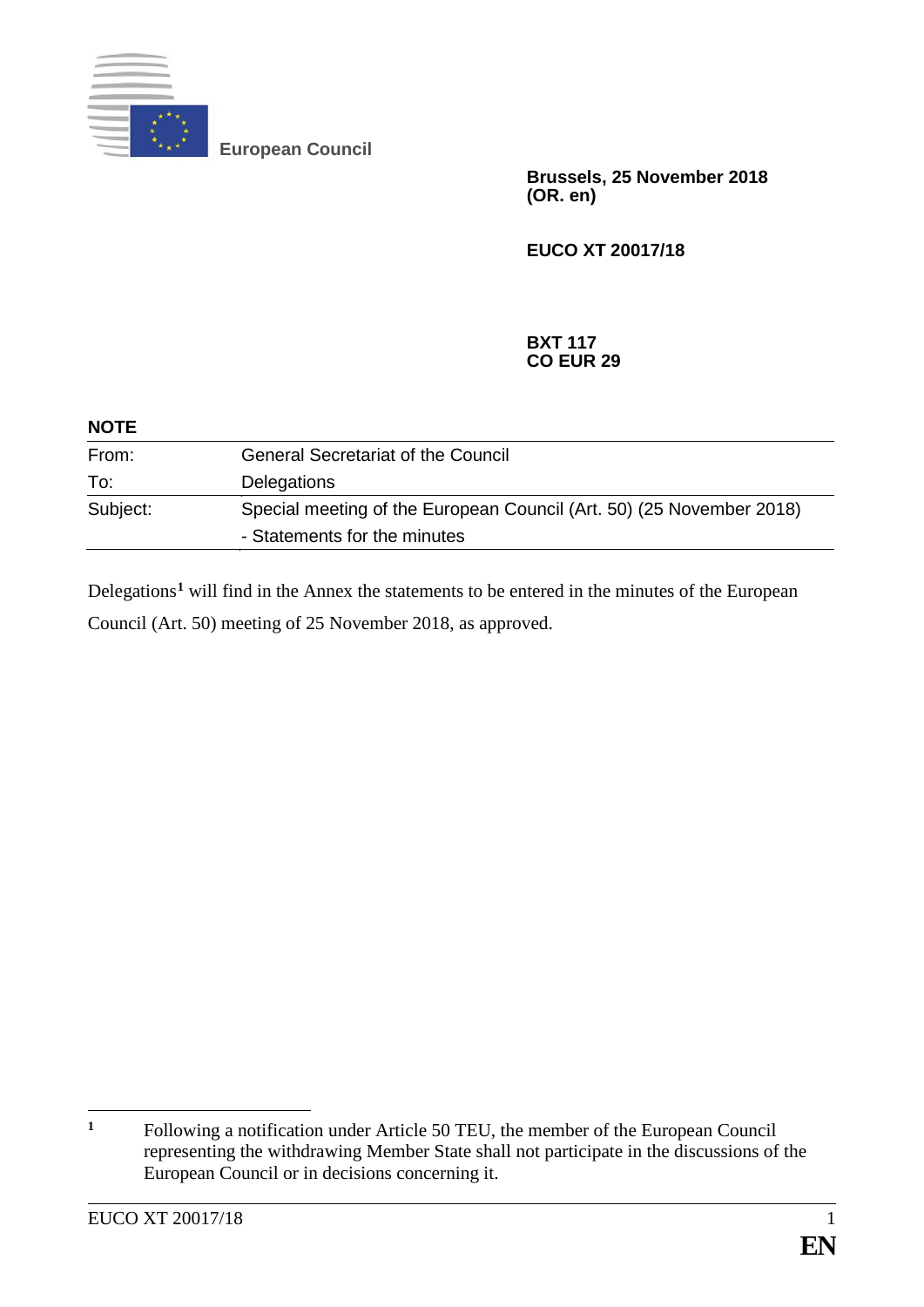**European Council**

**Brussels, 25 November 2018**
**(OR. en)**

**EUCO XT 20017/18**

**BXT 117**
**CO EUR 29**

**NOTE**

| | |
|---|---|
| From: | General Secretariat of the Council |
| To: | Delegations |
| Subject: | Special meeting of the European Council (Art. 50) (25 November 2018) - Statements for the minutes |

Delegations[1] will find in the Annex the statements to be entered in the minutes of the European Council (Art. 50) meeting of 25 November 2018, as approved.

---

[1] Following a notification under Article 50 TEU, the member of the European Council representing the withdrawing Member State shall not participate in the discussions of the European Council or in decisions concerning it.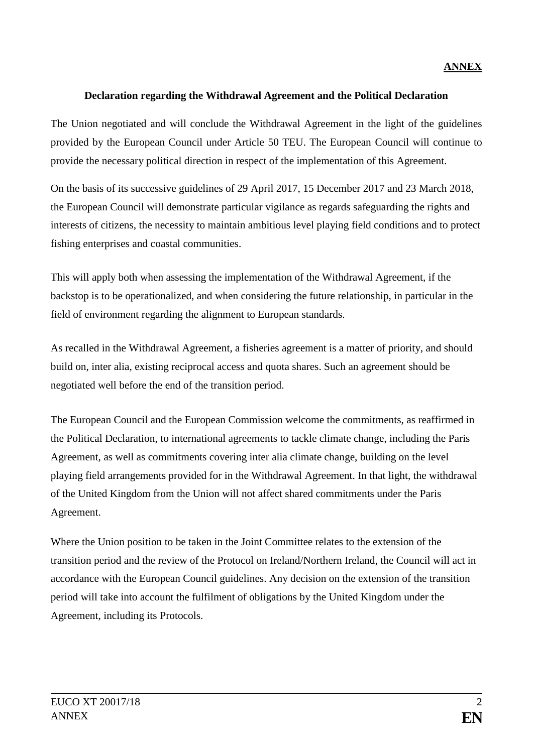**ANNEX**

## Declaration regarding the Withdrawal Agreement and the Political Declaration

The Union negotiated and will conclude the Withdrawal Agreement in the light of the guidelines provided by the European Council under Article 50 TEU. The European Council will continue to provide the necessary political direction in respect of the implementation of this Agreement.

On the basis of its successive guidelines of 29 April 2017, 15 December 2017 and 23 March 2018, the European Council will demonstrate particular vigilance as regards safeguarding the rights and interests of citizens, the necessity to maintain ambitious level playing field conditions and to protect fishing enterprises and coastal communities.

This will apply both when assessing the implementation of the Withdrawal Agreement, if the backstop is to be operationalized, and when considering the future relationship, in particular in the field of environment regarding the alignment to European standards.

As recalled in the Withdrawal Agreement, a fisheries agreement is a matter of priority, and should build on, inter alia, existing reciprocal access and quota shares. Such an agreement should be negotiated well before the end of the transition period.

The European Council and the European Commission welcome the commitments, as reaffirmed in the Political Declaration, to international agreements to tackle climate change, including the Paris Agreement, as well as commitments covering inter alia climate change, building on the level playing field arrangements provided for in the Withdrawal Agreement. In that light, the withdrawal of the United Kingdom from the Union will not affect shared commitments under the Paris Agreement.

Where the Union position to be taken in the Joint Committee relates to the extension of the transition period and the review of the Protocol on Ireland/Northern Ireland, the Council will act in accordance with the European Council guidelines. Any decision on the extension of the transition period will take into account the fulfilment of obligations by the United Kingdom under the Agreement, including its Protocols.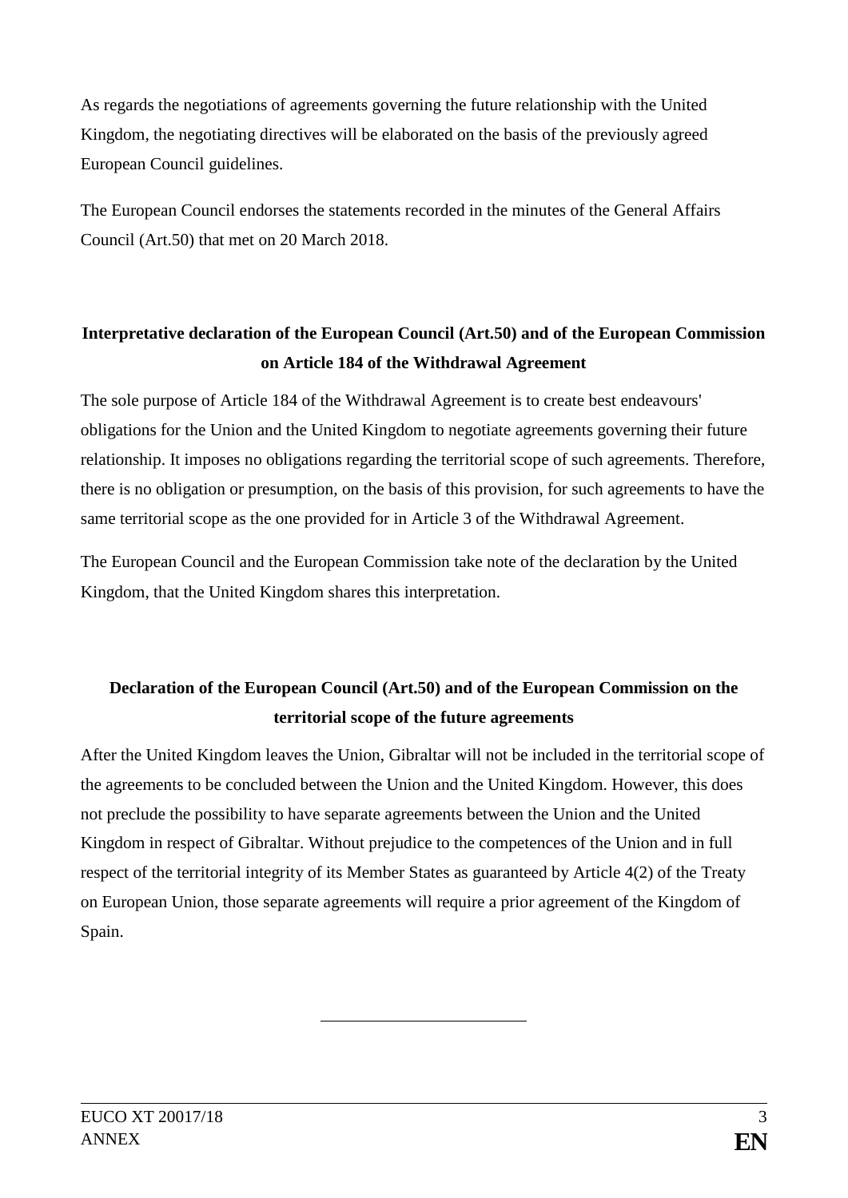As regards the negotiations of agreements governing the future relationship with the United Kingdom, the negotiating directives will be elaborated on the basis of the previously agreed European Council guidelines.

The European Council endorses the statements recorded in the minutes of the General Affairs Council (Art.50) that met on 20 March 2018.

**Interpretative declaration of the European Council (Art.50) and of the European Commission on Article 184 of the Withdrawal Agreement**

The sole purpose of Article 184 of the Withdrawal Agreement is to create best endeavours' obligations for the Union and the United Kingdom to negotiate agreements governing their future relationship. It imposes no obligations regarding the territorial scope of such agreements. Therefore, there is no obligation or presumption, on the basis of this provision, for such agreements to have the same territorial scope as the one provided for in Article 3 of the Withdrawal Agreement.

The European Council and the European Commission take note of the declaration by the United Kingdom, that the United Kingdom shares this interpretation.

**Declaration of the European Council (Art.50) and of the European Commission on the territorial scope of the future agreements**

After the United Kingdom leaves the Union, Gibraltar will not be included in the territorial scope of the agreements to be concluded between the Union and the United Kingdom. However, this does not preclude the possibility to have separate agreements between the Union and the United Kingdom in respect of Gibraltar. Without prejudice to the competences of the Union and in full respect of the territorial integrity of its Member States as guaranteed by Article 4(2) of the Treaty on European Union, those separate agreements will require a prior agreement of the Kingdom of Spain.